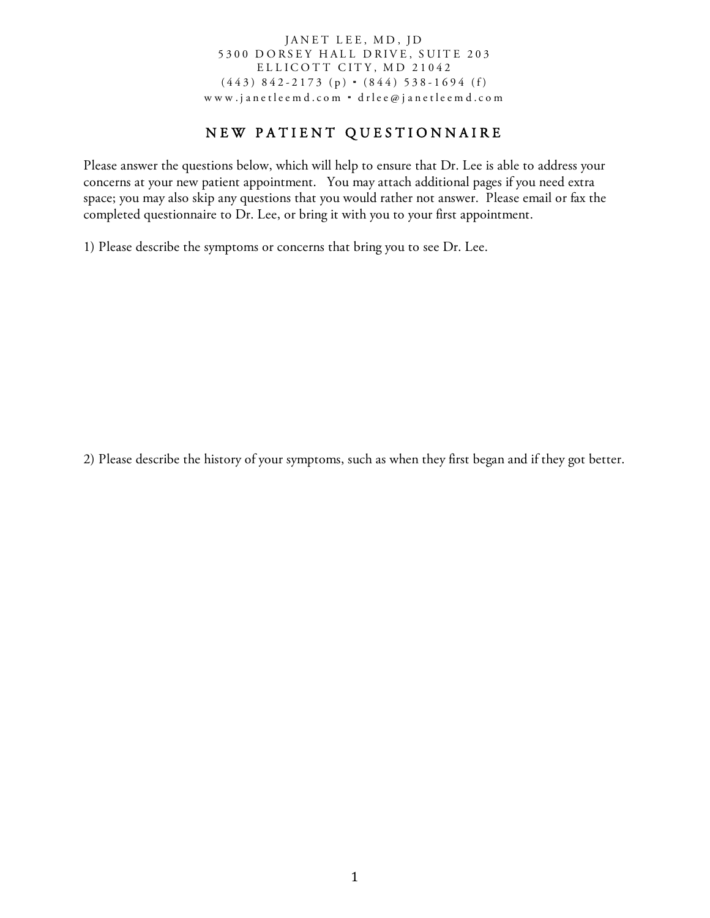JANET LEE, MD, JD
5300 DORSEY HALL DRIVE, SUITE 203
ELLICOTT CITY, MD 21042
(443) 842-2173 (p) • (844) 538-1694 (f)
www.janetleemd.com • drlee@janetleemd.com

# NEW PATIENT QUESTIONNAIRE

Please answer the questions below, which will help to ensure that Dr. Lee is able to address your concerns at your new patient appointment. You may attach additional pages if you need extra space; you may also skip any questions that you would rather not answer. Please email or fax the completed questionnaire to Dr. Lee, or bring it with you to your first appointment.

1) Please describe the symptoms or concerns that bring you to see Dr. Lee.

2) Please describe the history of your symptoms, such as when they first began and if they got better.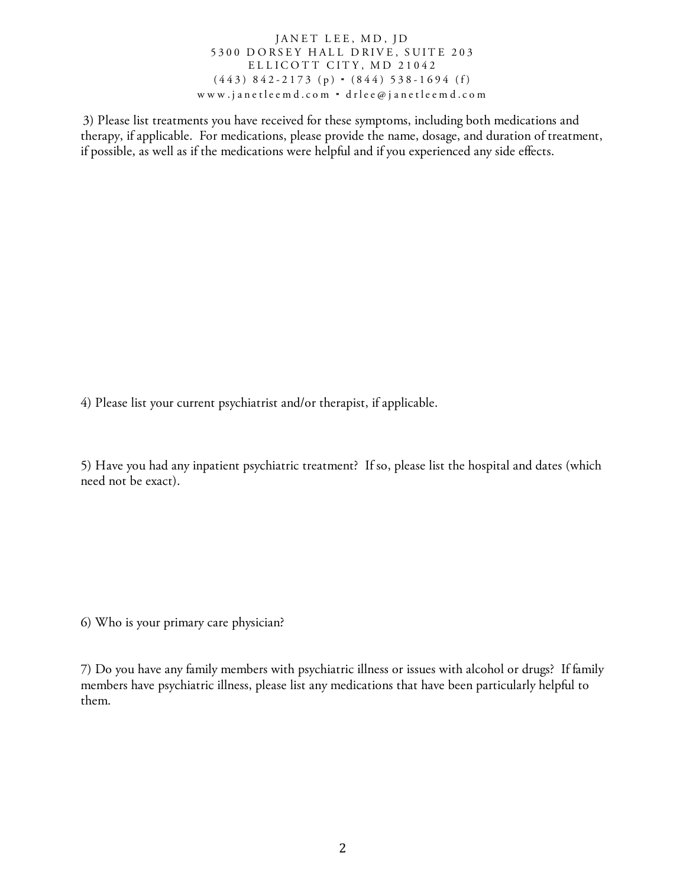3) Please list treatments you have received for these symptoms, including both medications and therapy, if applicable. For medications, please provide the name, dosage, and duration of treatment, if possible, as well as if the medications were helpful and if you experienced any side effects.

4) Please list your current psychiatrist and/or therapist, if applicable.

5) Have you had any inpatient psychiatric treatment? If so, please list the hospital and dates (which need not be exact).

6) Who is your primary care physician?

7) Do you have any family members with psychiatric illness or issues with alcohol or drugs? If family members have psychiatric illness, please list any medications that have been particularly helpful to them.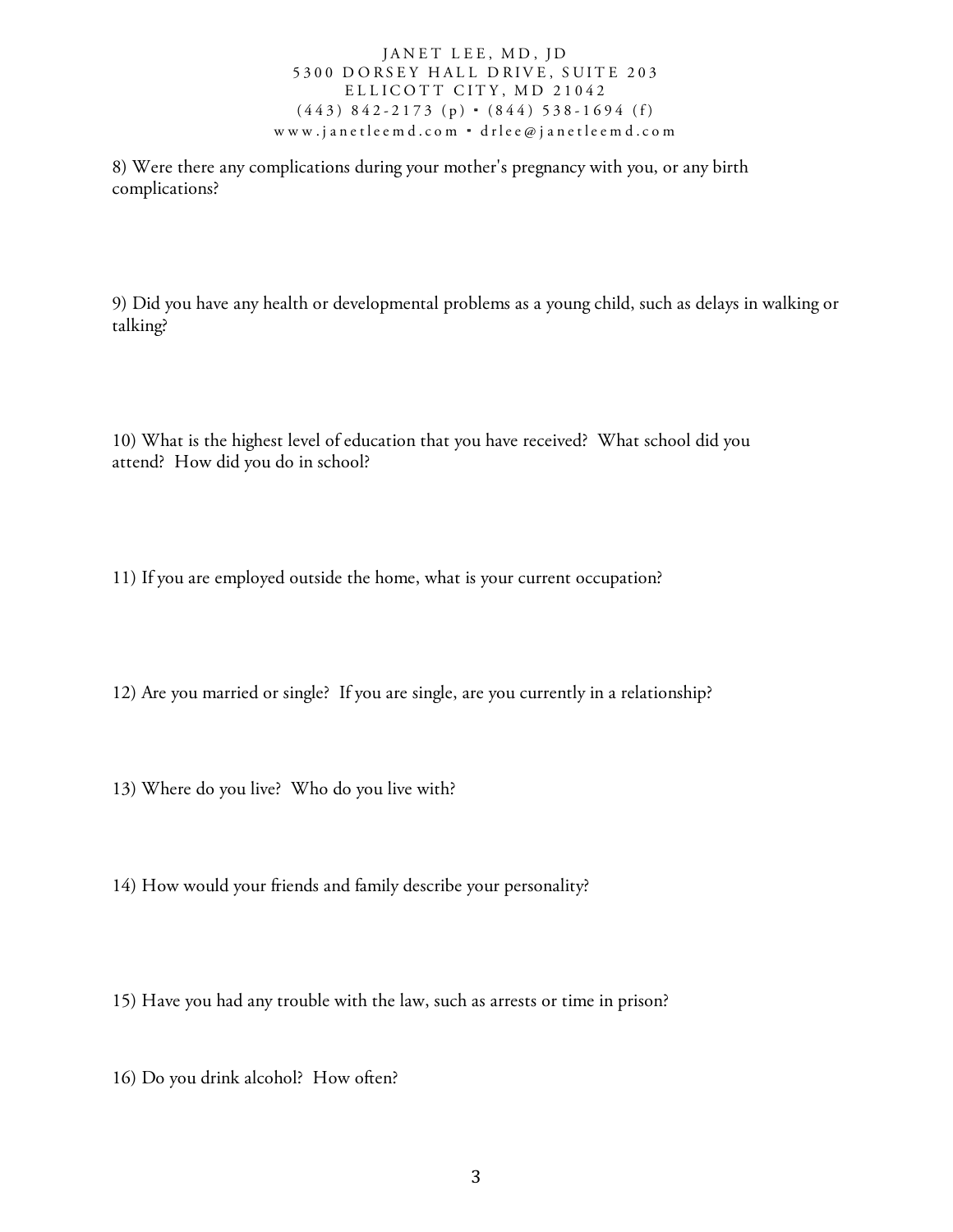8) Were there any complications during your mother's pregnancy with you, or any birth complications?

9) Did you have any health or developmental problems as a young child, such as delays in walking or talking?

10) What is the highest level of education that you have received? What school did you attend? How did you do in school?

11) If you are employed outside the home, what is your current occupation?

12) Are you married or single? If you are single, are you currently in a relationship?

13) Where do you live? Who do you live with?

14) How would your friends and family describe your personality?

15) Have you had any trouble with the law, such as arrests or time in prison?

16) Do you drink alcohol? How often?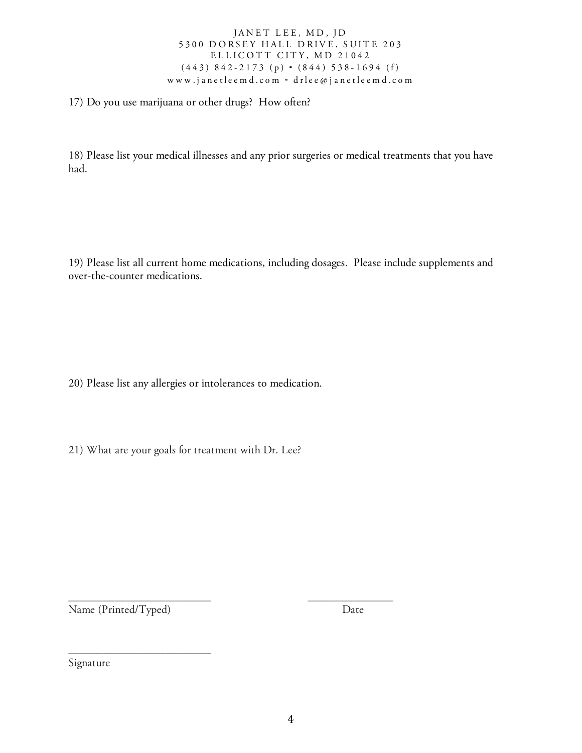JANET LEE, MD, JD
5300 DORSEY HALL DRIVE, SUITE 203
ELLICOTT CITY, MD 21042
(443) 842-2173 (p) • (844) 538-1694 (f)
www.janetleemd.com • drlee@janetleemd.com

17) Do you use marijuana or other drugs? How often?

18) Please list your medical illnesses and any prior surgeries or medical treatments that you have had.

19) Please list all current home medications, including dosages. Please include supplements and over-the-counter medications.

20) Please list any allergies or intolerances to medication.

21) What are your goals for treatment with Dr. Lee?

\_\_\_\_\_\_\_\_\_\_\_\_\_\_\_\_\_\_\_\_\_\_\_\_\_\_\_ \_\_\_\_\_\_\_\_\_\_\_\_\_\_\_\_
Name (Printed/Typed) Date

\_\_\_\_\_\_\_\_\_\_\_\_\_\_\_\_\_\_\_\_\_\_\_\_\_\_\_
Signature